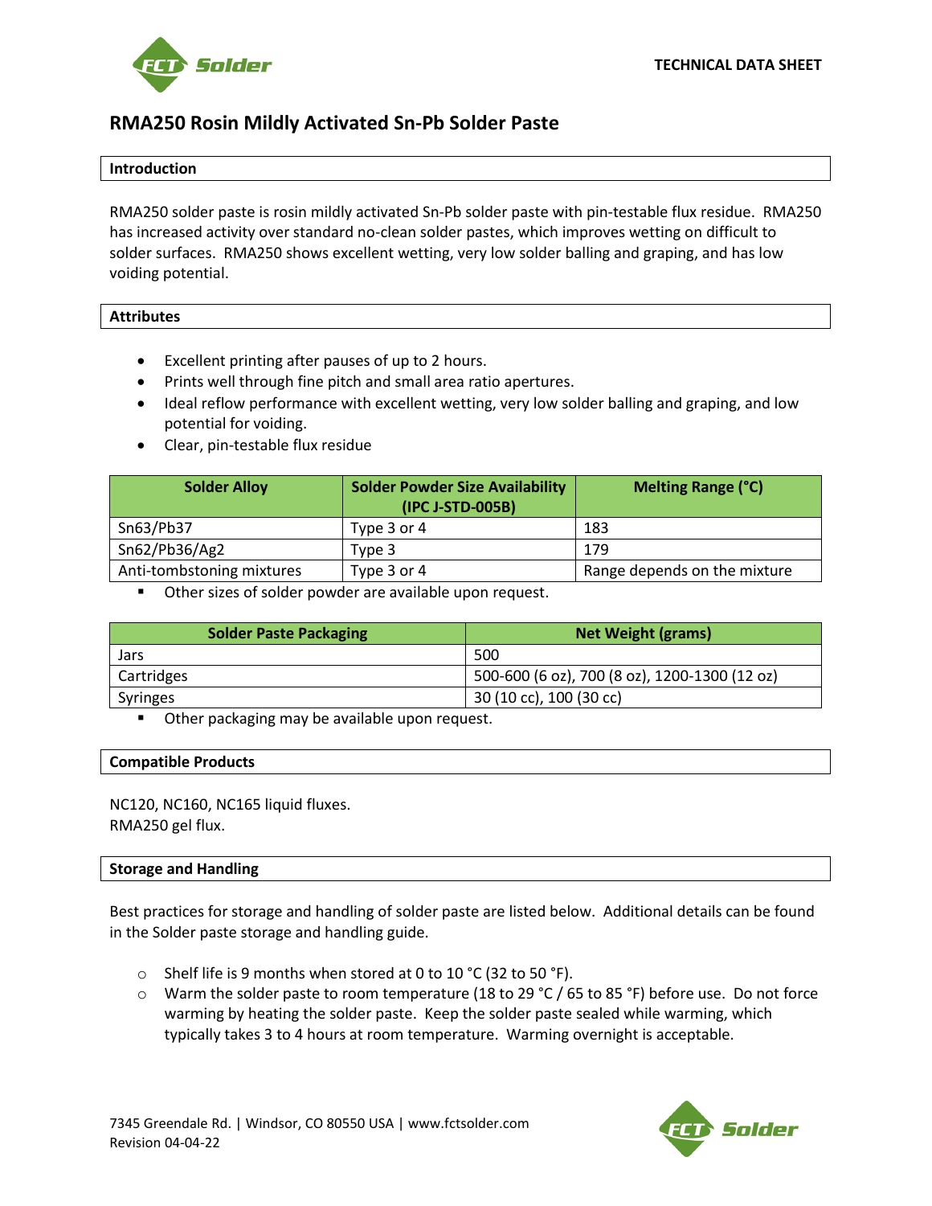TECHNICAL DATA SHEET

# RMA250 Rosin Mildly Activated Sn-Pb Solder Paste

## Introduction

RMA250 solder paste is rosin mildly activated Sn-Pb solder paste with pin-testable flux residue. RMA250 has increased activity over standard no-clean solder pastes, which improves wetting on difficult to solder surfaces. RMA250 shows excellent wetting, very low solder balling and graping, and has low voiding potential.

## Attributes

- Excellent printing after pauses of up to 2 hours.
- Prints well through fine pitch and small area ratio apertures.
- Ideal reflow performance with excellent wetting, very low solder balling and graping, and low potential for voiding.
- Clear, pin-testable flux residue

| Solder Alloy | Solder Powder Size Availability (IPC J-STD-005B) | Melting Range (°C) |
|---|---|---|
| Sn63/Pb37 | Type 3 or 4 | 183 |
| Sn62/Pb36/Ag2 | Type 3 | 179 |
| Anti-tombstoning mixtures | Type 3 or 4 | Range depends on the mixture |

- Other sizes of solder powder are available upon request.

| Solder Paste Packaging | Net Weight (grams) |
|---|---|
| Jars | 500 |
| Cartridges | 500-600 (6 oz), 700 (8 oz), 1200-1300 (12 oz) |
| Syringes | 30 (10 cc), 100 (30 cc) |

- Other packaging may be available upon request.

## Compatible Products

NC120, NC160, NC165 liquid fluxes.
RMA250 gel flux.

## Storage and Handling

Best practices for storage and handling of solder paste are listed below. Additional details can be found in the Solder paste storage and handling guide.

- Shelf life is 9 months when stored at 0 to 10 °C (32 to 50 °F).
- Warm the solder paste to room temperature (18 to 29 °C / 65 to 85 °F) before use. Do not force warming by heating the solder paste. Keep the solder paste sealed while warming, which typically takes 3 to 4 hours at room temperature. Warming overnight is acceptable.

7345 Greendale Rd. | Windsor, CO 80550 USA | www.fctsolder.com
Revision 04-04-22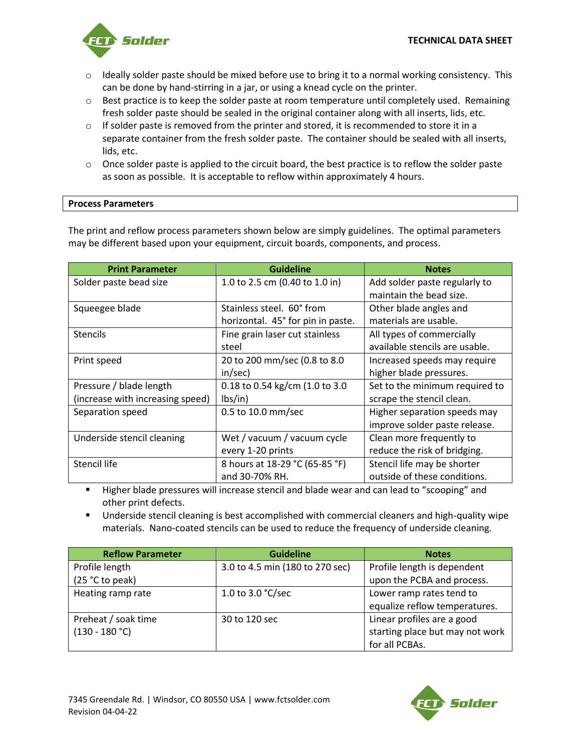- Ideally solder paste should be mixed before use to bring it to a normal working consistency. This can be done by hand-stirring in a jar, or using a knead cycle on the printer.
- Best practice is to keep the solder paste at room temperature until completely used. Remaining fresh solder paste should be sealed in the original container along with all inserts, lids, etc.
- If solder paste is removed from the printer and stored, it is recommended to store it in a separate container from the fresh solder paste. The container should be sealed with all inserts, lids, etc.
- Once solder paste is applied to the circuit board, the best practice is to reflow the solder paste as soon as possible. It is acceptable to reflow within approximately 4 hours.

## Process Parameters

The print and reflow process parameters shown below are simply guidelines. The optimal parameters may be different based upon your equipment, circuit boards, components, and process.

| Print Parameter | Guideline | Notes |
|---|---|---|
| Solder paste bead size | 1.0 to 2.5 cm (0.40 to 1.0 in) | Add solder paste regularly to maintain the bead size. |
| Squeegee blade | Stainless steel. 60° from horizontal. 45° for pin in paste. | Other blade angles and materials are usable. |
| Stencils | Fine grain laser cut stainless steel | All types of commercially available stencils are usable. |
| Print speed | 20 to 200 mm/sec (0.8 to 8.0 in/sec) | Increased speeds may require higher blade pressures. |
| Pressure / blade length (increase with increasing speed) | 0.18 to 0.54 kg/cm (1.0 to 3.0 lbs/in) | Set to the minimum required to scrape the stencil clean. |
| Separation speed | 0.5 to 10.0 mm/sec | Higher separation speeds may improve solder paste release. |
| Underside stencil cleaning | Wet / vacuum / vacuum cycle every 1-20 prints | Clean more frequently to reduce the risk of bridging. |
| Stencil life | 8 hours at 18-29 °C (65-85 °F) and 30-70% RH. | Stencil life may be shorter outside of these conditions. |

- Higher blade pressures will increase stencil and blade wear and can lead to "scooping" and other print defects.
- Underside stencil cleaning is best accomplished with commercial cleaners and high-quality wipe materials. Nano-coated stencils can be used to reduce the frequency of underside cleaning.

| Reflow Parameter | Guideline | Notes |
|---|---|---|
| Profile length (25 °C to peak) | 3.0 to 4.5 min (180 to 270 sec) | Profile length is dependent upon the PCBA and process. |
| Heating ramp rate | 1.0 to 3.0 °C/sec | Lower ramp rates tend to equalize reflow temperatures. |
| Preheat / soak time (130 - 180 °C) | 30 to 120 sec | Linear profiles are a good starting place but may not work for all PCBAs. |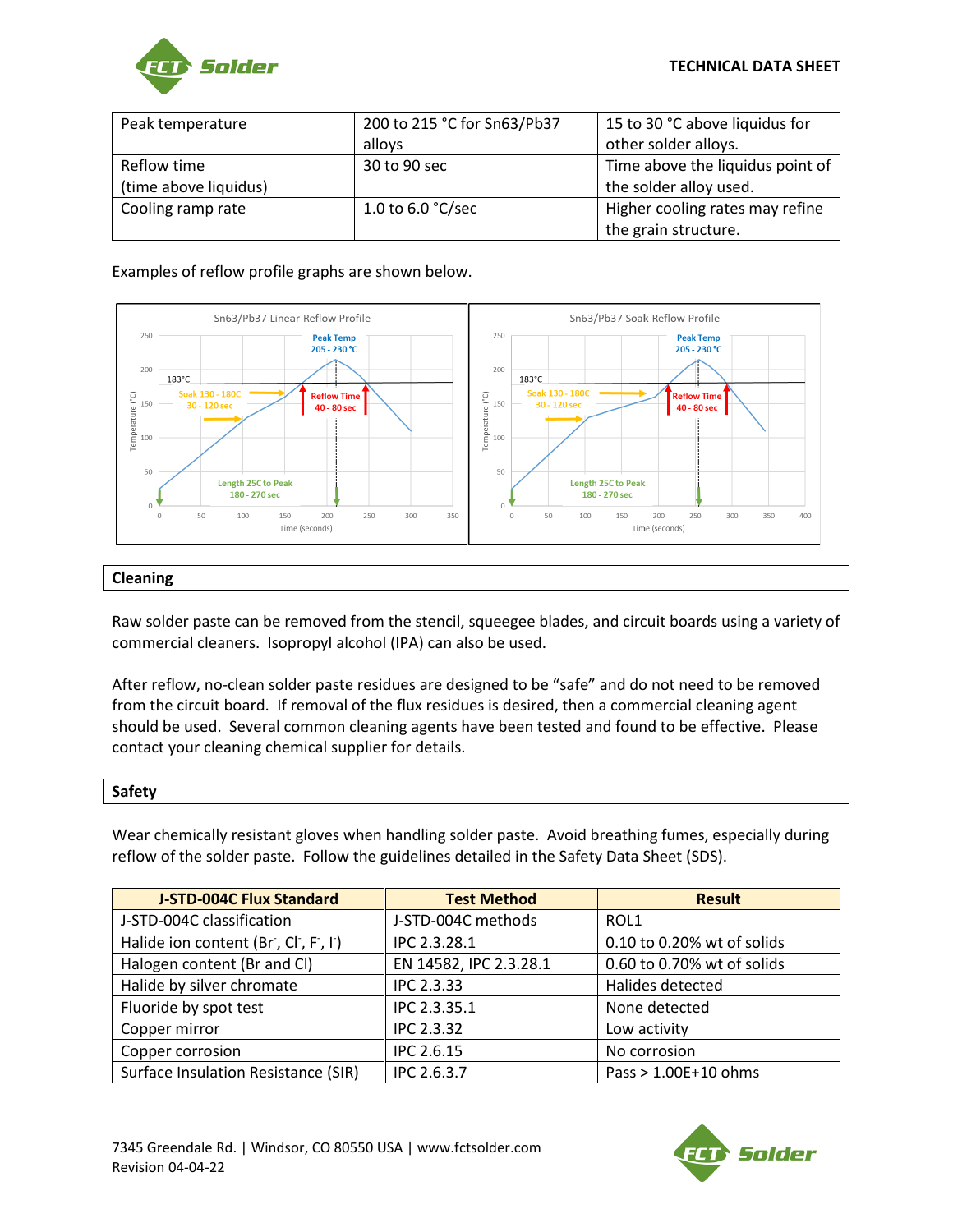| Peak temperature | 200 to 215 °C for Sn63/Pb37 alloys | 15 to 30 °C above liquidus for other solder alloys. |
|---|---|---|
| Reflow time (time above liquidus) | 30 to 90 sec | Time above the liquidus point of the solder alloy used. |
| Cooling ramp rate | 1.0 to 6.0 °C/sec | Higher cooling rates may refine the grain structure. |

Examples of reflow profile graphs are shown below.

## Cleaning

Raw solder paste can be removed from the stencil, squeegee blades, and circuit boards using a variety of commercial cleaners. Isopropyl alcohol (IPA) can also be used.

After reflow, no-clean solder paste residues are designed to be "safe" and do not need to be removed from the circuit board. If removal of the flux residues is desired, then a commercial cleaning agent should be used. Several common cleaning agents have been tested and found to be effective. Please contact your cleaning chemical supplier for details.

## Safety

Wear chemically resistant gloves when handling solder paste. Avoid breathing fumes, especially during reflow of the solder paste. Follow the guidelines detailed in the Safety Data Sheet (SDS).

| J-STD-004C Flux Standard | Test Method | Result |
|---|---|---|
| J-STD-004C classification | J-STD-004C methods | ROL1 |
| Halide ion content ($Br^-$, $Cl^-$, $F^-$, $I^-$) | IPC 2.3.28.1 | 0.10 to 0.20% wt of solids |
| Halogen content (Br and Cl) | EN 14582, IPC 2.3.28.1 | 0.60 to 0.70% wt of solids |
| Halide by silver chromate | IPC 2.3.33 | Halides detected |
| Fluoride by spot test | IPC 2.3.35.1 | None detected |
| Copper mirror | IPC 2.3.32 | Low activity |
| Copper corrosion | IPC 2.6.15 | No corrosion |
| Surface Insulation Resistance (SIR) | IPC 2.6.3.7 | Pass > 1.00E+10 ohms |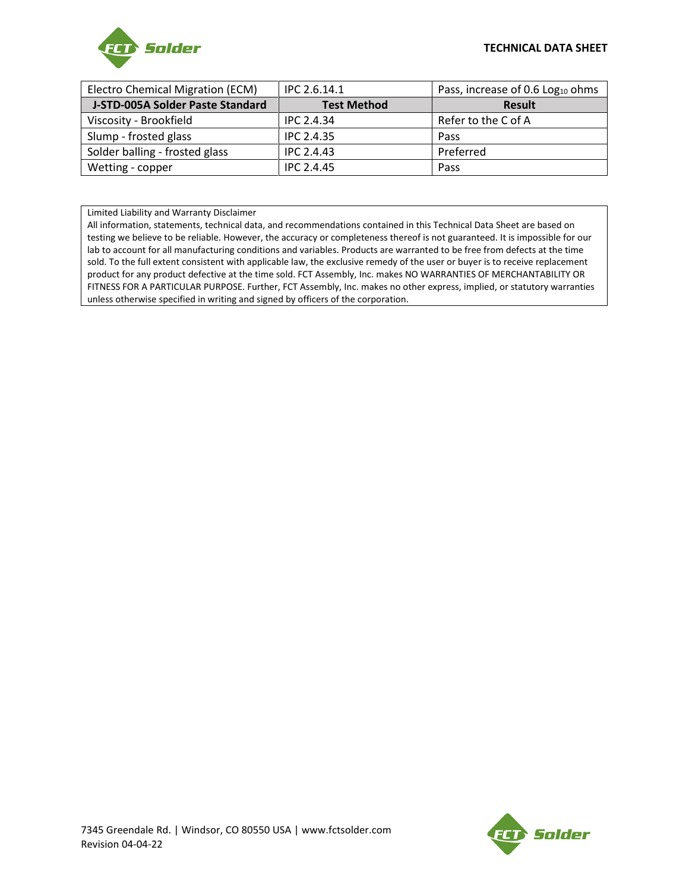| | | |
|---|---|---|
| Electro Chemical Migration (ECM) | IPC 2.6.14.1 | Pass, increase of 0.6 $Log_{10}$ ohms |
| **J-STD-005A Solder Paste Standard** | **Test Method** | **Result** |
| Viscosity - Brookfield | IPC 2.4.34 | Refer to the C of A |
| Slump - frosted glass | IPC 2.4.35 | Pass |
| Solder balling - frosted glass | IPC 2.4.43 | Preferred |
| Wetting - copper | IPC 2.4.45 | Pass |

Limited Liability and Warranty Disclaimer

All information, statements, technical data, and recommendations contained in this Technical Data Sheet are based on testing we believe to be reliable. However, the accuracy or completeness thereof is not guaranteed. It is impossible for our lab to account for all manufacturing conditions and variables. Products are warranted to be free from defects at the time sold. To the full extent consistent with applicable law, the exclusive remedy of the user or buyer is to receive replacement product for any product defective at the time sold. FCT Assembly, Inc. makes NO WARRANTIES OF MERCHANTABILITY OR FITNESS FOR A PARTICULAR PURPOSE. Further, FCT Assembly, Inc. makes no other express, implied, or statutory warranties unless otherwise specified in writing and signed by officers of the corporation.